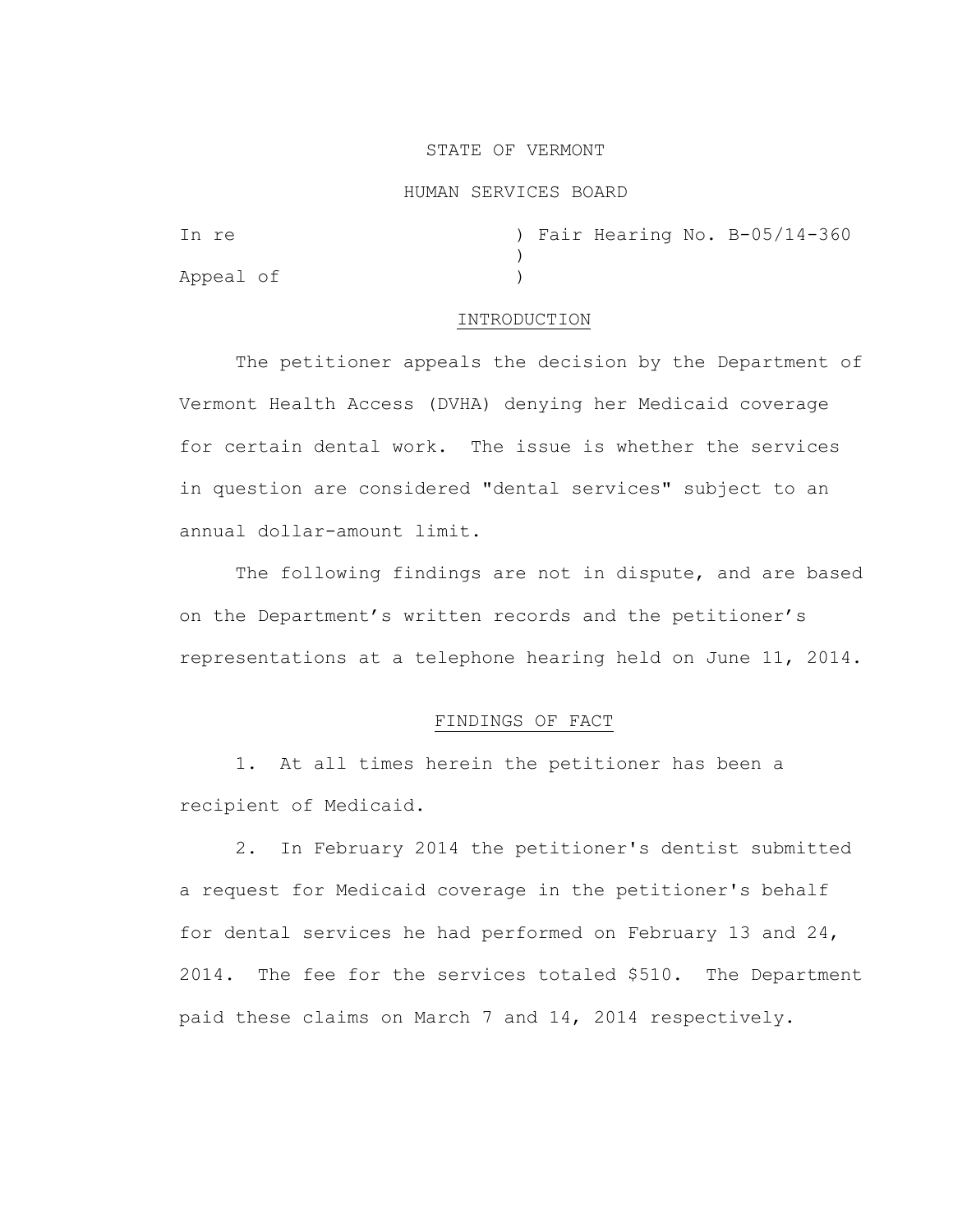STATE OF VERMONT

HUMAN SERVICES BOARD

In re ) Fair Hearing No. B-05/14-360
)
Appeal of )

## INTRODUCTION

The petitioner appeals the decision by the Department of Vermont Health Access (DVHA) denying her Medicaid coverage for certain dental work. The issue is whether the services in question are considered "dental services" subject to an annual dollar-amount limit.

The following findings are not in dispute, and are based on the Department's written records and the petitioner's representations at a telephone hearing held on June 11, 2014.

## FINDINGS OF FACT

1. At all times herein the petitioner has been a recipient of Medicaid.

2. In February 2014 the petitioner's dentist submitted a request for Medicaid coverage in the petitioner's behalf for dental services he had performed on February 13 and 24, 2014. The fee for the services totaled $510. The Department paid these claims on March 7 and 14, 2014 respectively.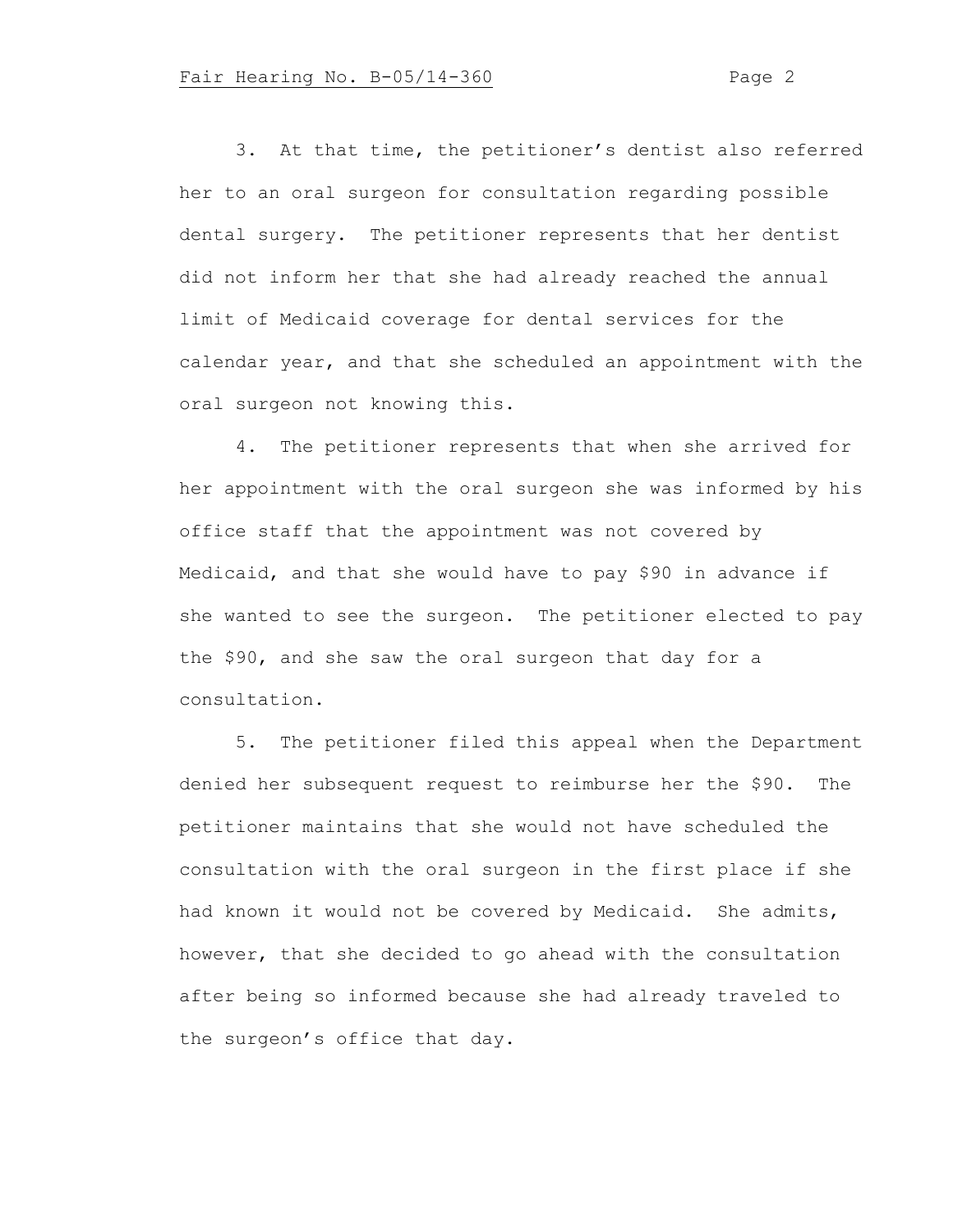3. At that time, the petitioner's dentist also referred her to an oral surgeon for consultation regarding possible dental surgery. The petitioner represents that her dentist did not inform her that she had already reached the annual limit of Medicaid coverage for dental services for the calendar year, and that she scheduled an appointment with the oral surgeon not knowing this.

4. The petitioner represents that when she arrived for her appointment with the oral surgeon she was informed by his office staff that the appointment was not covered by Medicaid, and that she would have to pay $90 in advance if she wanted to see the surgeon. The petitioner elected to pay the $90, and she saw the oral surgeon that day for a consultation.

5. The petitioner filed this appeal when the Department denied her subsequent request to reimburse her the $90. The petitioner maintains that she would not have scheduled the consultation with the oral surgeon in the first place if she had known it would not be covered by Medicaid. She admits, however, that she decided to go ahead with the consultation after being so informed because she had already traveled to the surgeon's office that day.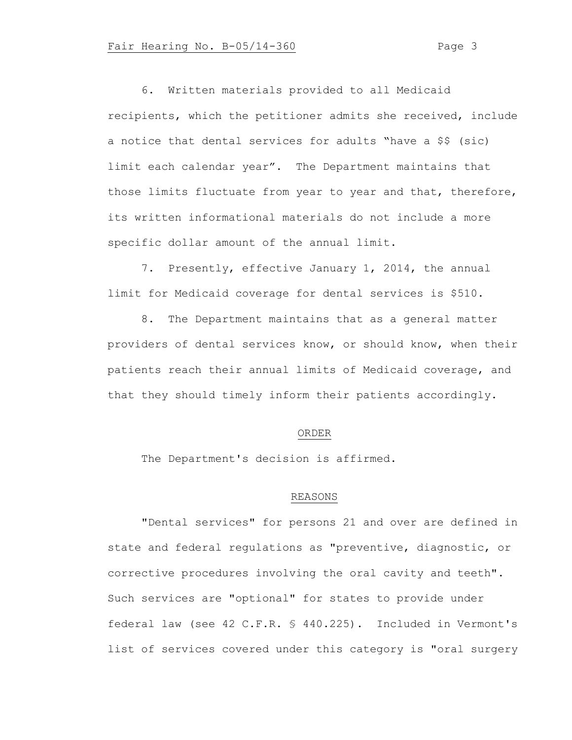6. Written materials provided to all Medicaid recipients, which the petitioner admits she received, include a notice that dental services for adults "have a $$ (sic) limit each calendar year". The Department maintains that those limits fluctuate from year to year and that, therefore, its written informational materials do not include a more specific dollar amount of the annual limit.

7. Presently, effective January 1, 2014, the annual limit for Medicaid coverage for dental services is $510.

8. The Department maintains that as a general matter providers of dental services know, or should know, when their patients reach their annual limits of Medicaid coverage, and that they should timely inform their patients accordingly.

## ORDER

The Department's decision is affirmed.

## REASONS

"Dental services" for persons 21 and over are defined in state and federal regulations as "preventive, diagnostic, or corrective procedures involving the oral cavity and teeth". Such services are "optional" for states to provide under federal law (see 42 C.F.R. § 440.225). Included in Vermont's list of services covered under this category is "oral surgery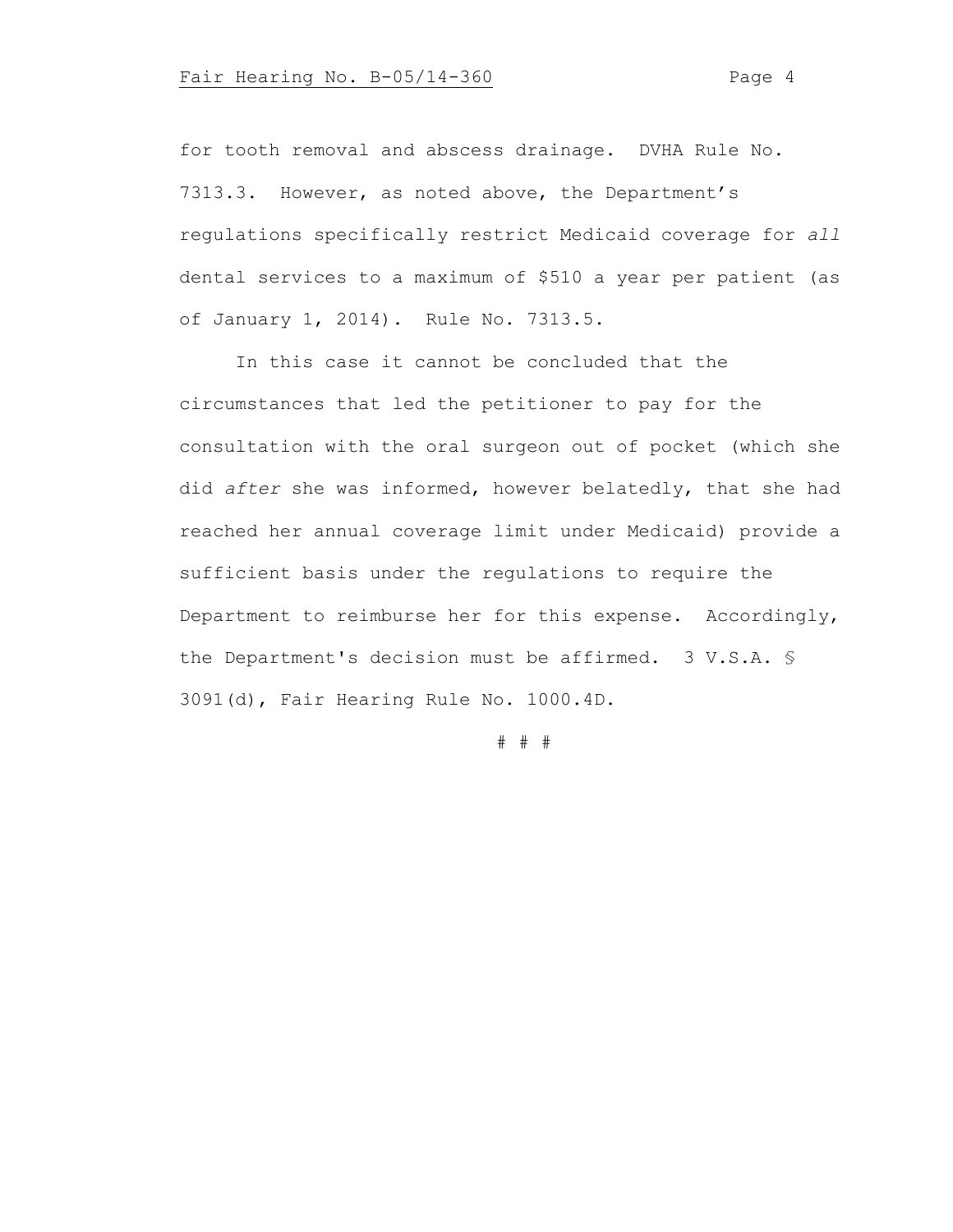for tooth removal and abscess drainage. DVHA Rule No. 7313.3. However, as noted above, the Department's regulations specifically restrict Medicaid coverage for *all* dental services to a maximum of $510 a year per patient (as of January 1, 2014). Rule No. 7313.5.

In this case it cannot be concluded that the circumstances that led the petitioner to pay for the consultation with the oral surgeon out of pocket (which she did *after* she was informed, however belatedly, that she had reached her annual coverage limit under Medicaid) provide a sufficient basis under the regulations to require the Department to reimburse her for this expense. Accordingly, the Department's decision must be affirmed. 3 V.S.A. § 3091(d), Fair Hearing Rule No. 1000.4D.

# # #